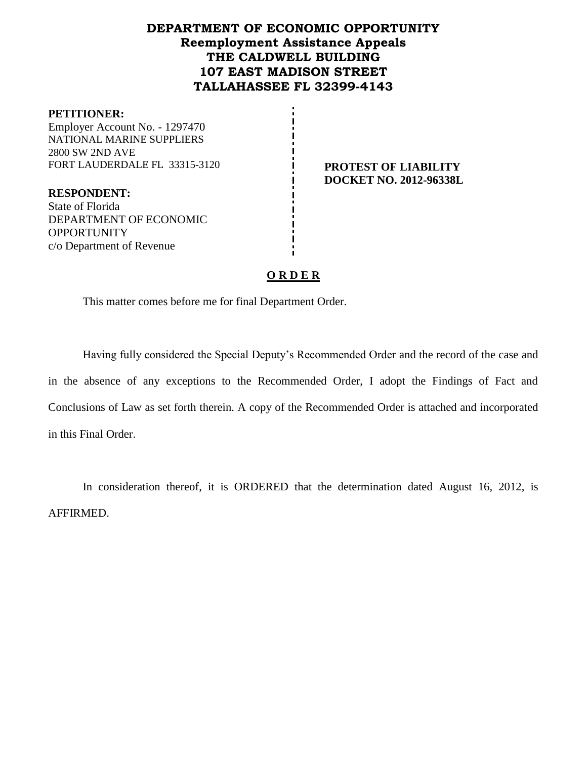# DEPARTMENT OF ECONOMIC OPPORTUNITY
## Reemployment Assistance Appeals
## THE CALDWELL BUILDING
## 107 EAST MADISON STREET
## TALLAHASSEE FL 32399-4143

**PETITIONER:**
Employer Account No. - 1297470
NATIONAL MARINE SUPPLIERS
2800 SW 2ND AVE
FORT LAUDERDALE FL 33315-3120

**RESPONDENT:**
State of Florida
DEPARTMENT OF ECONOMIC OPPORTUNITY
c/o Department of Revenue

**PROTEST OF LIABILITY**
**DOCKET NO. 2012-96338L**

## O R D E R

This matter comes before me for final Department Order.

Having fully considered the Special Deputy's Recommended Order and the record of the case and in the absence of any exceptions to the Recommended Order, I adopt the Findings of Fact and Conclusions of Law as set forth therein. A copy of the Recommended Order is attached and incorporated in this Final Order.

In consideration thereof, it is ORDERED that the determination dated August 16, 2012, is AFFIRMED.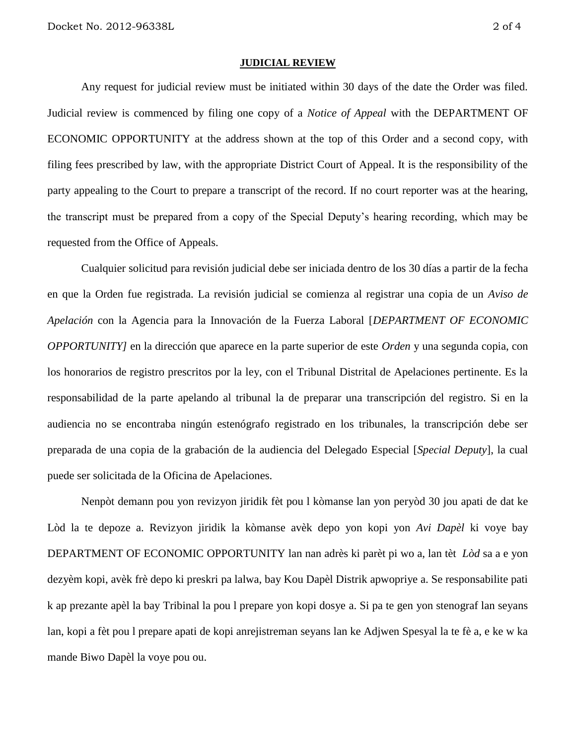## JUDICIAL REVIEW

Any request for judicial review must be initiated within 30 days of the date the Order was filed. Judicial review is commenced by filing one copy of a *Notice of Appeal* with the DEPARTMENT OF ECONOMIC OPPORTUNITY at the address shown at the top of this Order and a second copy, with filing fees prescribed by law, with the appropriate District Court of Appeal. It is the responsibility of the party appealing to the Court to prepare a transcript of the record. If no court reporter was at the hearing, the transcript must be prepared from a copy of the Special Deputy's hearing recording, which may be requested from the Office of Appeals.

Cualquier solicitud para revisión judicial debe ser iniciada dentro de los 30 días a partir de la fecha en que la Orden fue registrada. La revisión judicial se comienza al registrar una copia de un *Aviso de Apelación* con la Agencia para la Innovación de la Fuerza Laboral [*DEPARTMENT OF ECONOMIC OPPORTUNITY]* en la dirección que aparece en la parte superior de este *Orden* y una segunda copia, con los honorarios de registro prescritos por la ley, con el Tribunal Distrital de Apelaciones pertinente. Es la responsabilidad de la parte apelando al tribunal la de preparar una transcripción del registro. Si en la audiencia no se encontraba ningún estenógrafo registrado en los tribunales, la transcripción debe ser preparada de una copia de la grabación de la audiencia del Delegado Especial [*Special Deputy*], la cual puede ser solicitada de la Oficina de Apelaciones.

Nenpòt demann pou yon revizyon jiridik fèt pou l kòmanse lan yon peryòd 30 jou apati de dat ke Lòd la te depoze a. Revizyon jiridik la kòmanse avèk depo yon kopi yon *Avi Dapèl* ki voye bay DEPARTMENT OF ECONOMIC OPPORTUNITY lan nan adrès ki parèt pi wo a, lan tèt *Lòd* sa a e yon dezyèm kopi, avèk frè depo ki preskri pa lalwa, bay Kou Dapèl Distrik apwopriye a. Se responsabilite pati k ap prezante apèl la bay Tribinal la pou l prepare yon kopi dosye a. Si pa te gen yon stenograf lan seyans lan, kopi a fèt pou l prepare apati de kopi anrejistreman seyans lan ke Adjwen Spesyal la te fè a, e ke w ka mande Biwo Dapèl la voye pou ou.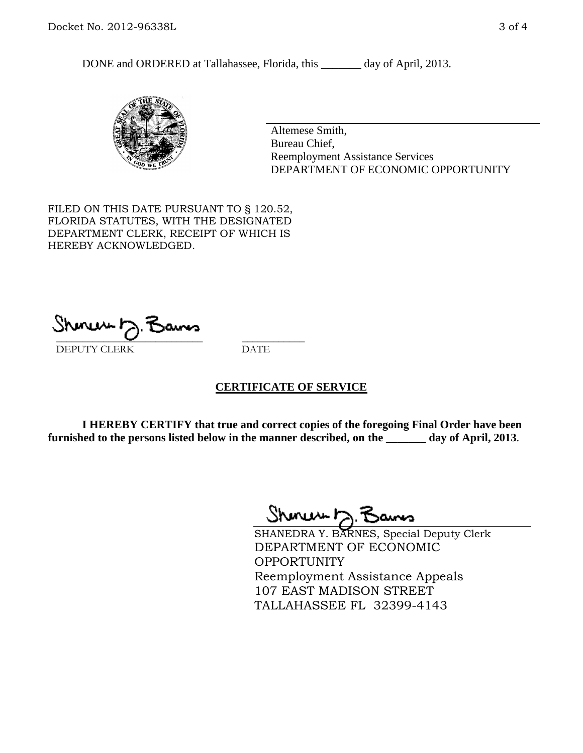DONE and ORDERED at Tallahassee, Florida, this _______ day of April, 2013.

Altemese Smith,
Bureau Chief,
Reemployment Assistance Services
DEPARTMENT OF ECONOMIC OPPORTUNITY

FILED ON THIS DATE PURSUANT TO § 120.52, FLORIDA STATUTES, WITH THE DESIGNATED DEPARTMENT CLERK, RECEIPT OF WHICH IS HEREBY ACKNOWLEDGED.

___________________________ ___________
DEPUTY CLERK DATE

## CERTIFICATE OF SERVICE

**I HEREBY CERTIFY that true and correct copies of the foregoing Final Order have been furnished to the persons listed below in the manner described, on the _______ day of April, 2013.**

SHANEDRA Y. BARNES, Special Deputy Clerk
DEPARTMENT OF ECONOMIC OPPORTUNITY
Reemployment Assistance Appeals
107 EAST MADISON STREET
TALLAHASSEE FL 32399-4143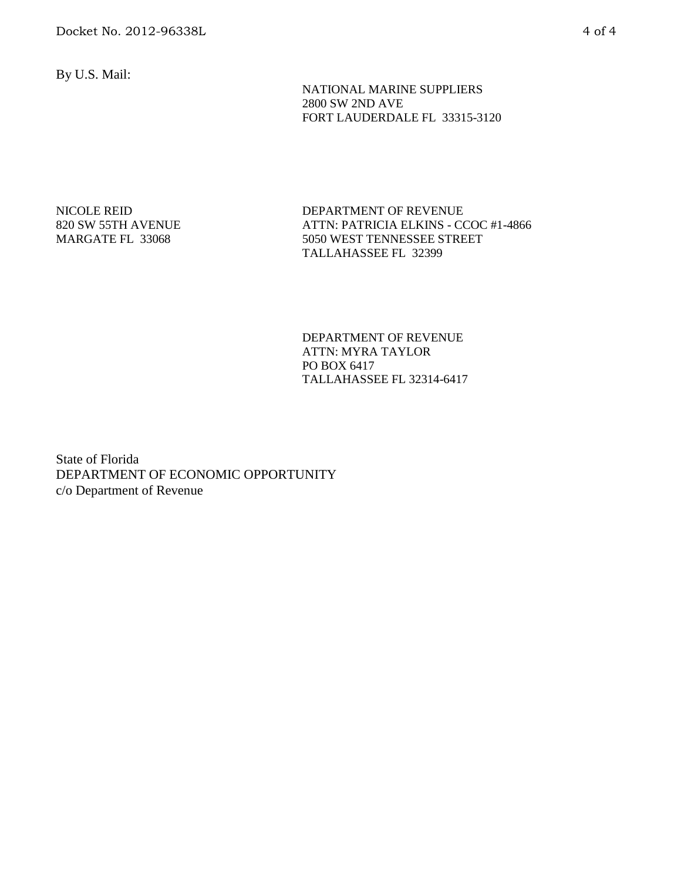By U.S. Mail:

NATIONAL MARINE SUPPLIERS
2800 SW 2ND AVE
FORT LAUDERDALE FL 33315-3120

NICOLE REID
820 SW 55TH AVENUE
MARGATE FL 33068

DEPARTMENT OF REVENUE
ATTN: PATRICIA ELKINS - CCOC #1-4866
5050 WEST TENNESSEE STREET
TALLAHASSEE FL 32399

DEPARTMENT OF REVENUE
ATTN: MYRA TAYLOR
PO BOX 6417
TALLAHASSEE FL 32314-6417

State of Florida
DEPARTMENT OF ECONOMIC OPPORTUNITY
c/o Department of Revenue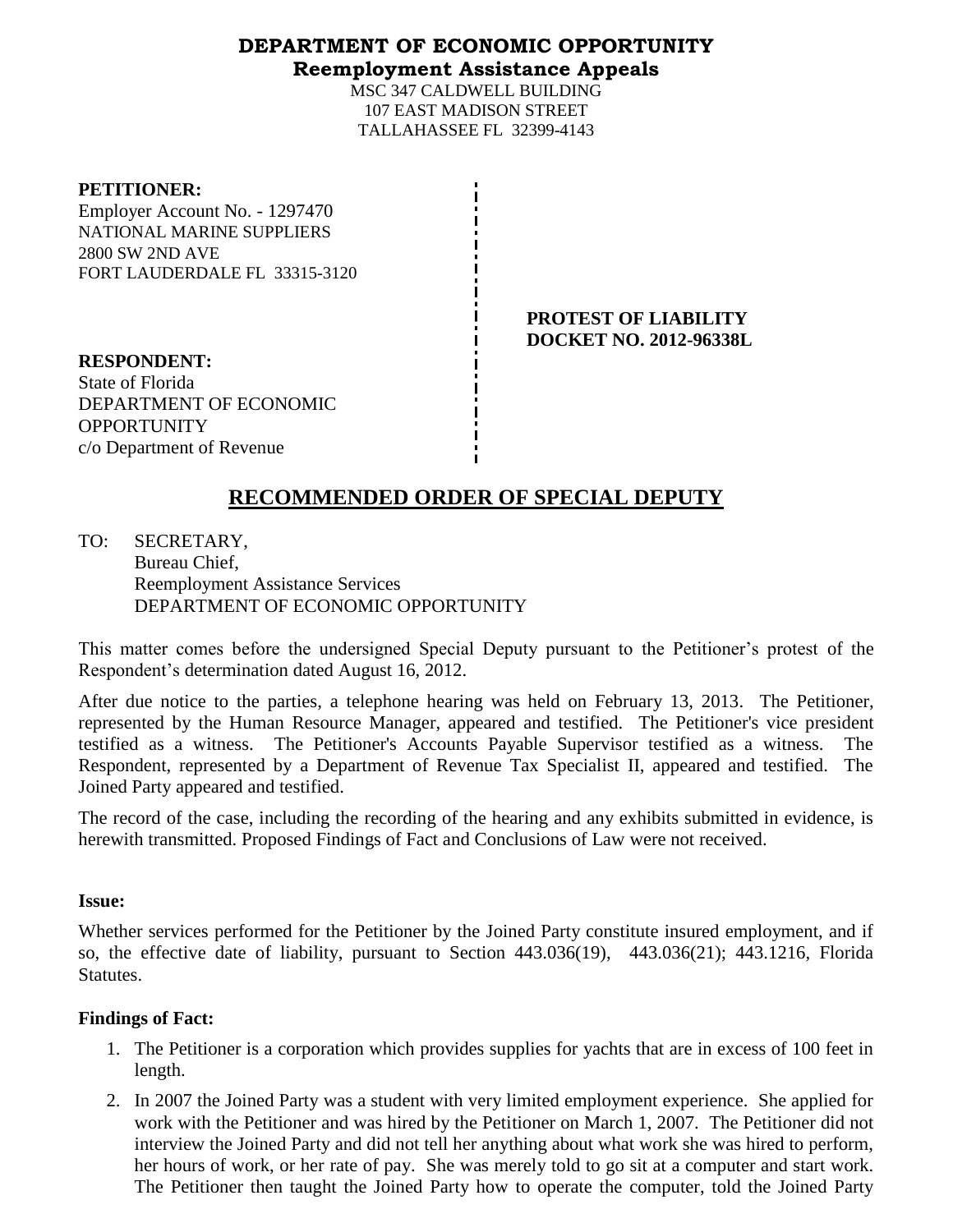**DEPARTMENT OF ECONOMIC OPPORTUNITY**
**Reemployment Assistance Appeals**
MSC 347 CALDWELL BUILDING
107 EAST MADISON STREET
TALLAHASSEE FL 32399-4143

**PETITIONER:**
Employer Account No. - 1297470
NATIONAL MARINE SUPPLIERS
2800 SW 2ND AVE
FORT LAUDERDALE FL 33315-3120

**PROTEST OF LIABILITY**
**DOCKET NO. 2012-96338L**

**RESPONDENT:**
State of Florida
DEPARTMENT OF ECONOMIC OPPORTUNITY
c/o Department of Revenue

# RECOMMENDED ORDER OF SPECIAL DEPUTY

TO: SECRETARY,
Bureau Chief,
Reemployment Assistance Services
DEPARTMENT OF ECONOMIC OPPORTUNITY

This matter comes before the undersigned Special Deputy pursuant to the Petitioner's protest of the Respondent's determination dated August 16, 2012.

After due notice to the parties, a telephone hearing was held on February 13, 2013. The Petitioner, represented by the Human Resource Manager, appeared and testified. The Petitioner's vice president testified as a witness. The Petitioner's Accounts Payable Supervisor testified as a witness. The Respondent, represented by a Department of Revenue Tax Specialist II, appeared and testified. The Joined Party appeared and testified.

The record of the case, including the recording of the hearing and any exhibits submitted in evidence, is herewith transmitted. Proposed Findings of Fact and Conclusions of Law were not received.

**Issue:**

Whether services performed for the Petitioner by the Joined Party constitute insured employment, and if so, the effective date of liability, pursuant to Section 443.036(19), 443.036(21); 443.1216, Florida Statutes.

**Findings of Fact:**

1. The Petitioner is a corporation which provides supplies for yachts that are in excess of 100 feet in length.
2. In 2007 the Joined Party was a student with very limited employment experience. She applied for work with the Petitioner and was hired by the Petitioner on March 1, 2007. The Petitioner did not interview the Joined Party and did not tell her anything about what work she was hired to perform, her hours of work, or her rate of pay. She was merely told to go sit at a computer and start work. The Petitioner then taught the Joined Party how to operate the computer, told the Joined Party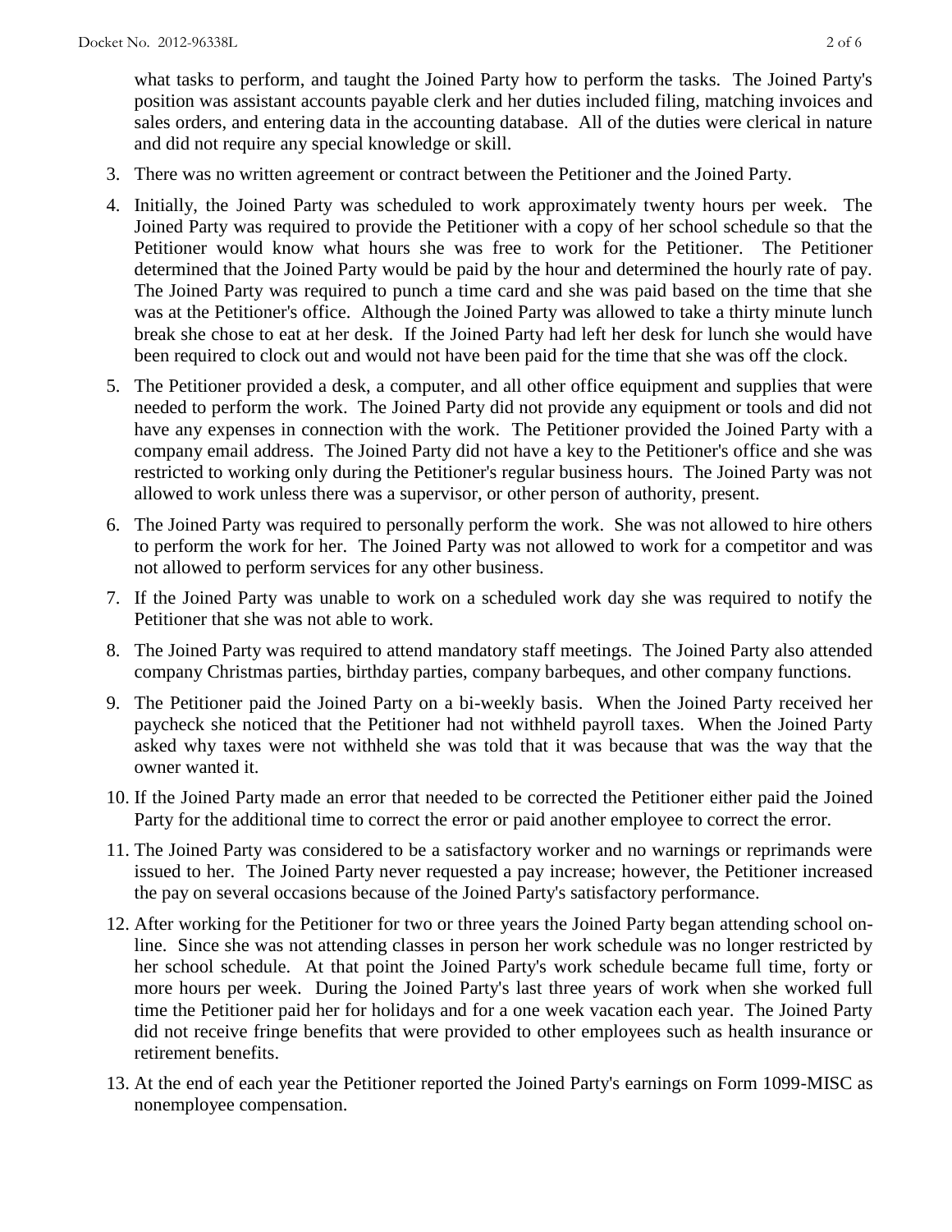what tasks to perform, and taught the Joined Party how to perform the tasks. The Joined Party's position was assistant accounts payable clerk and her duties included filing, matching invoices and sales orders, and entering data in the accounting database. All of the duties were clerical in nature and did not require any special knowledge or skill.

3. There was no written agreement or contract between the Petitioner and the Joined Party.

4. Initially, the Joined Party was scheduled to work approximately twenty hours per week. The Joined Party was required to provide the Petitioner with a copy of her school schedule so that the Petitioner would know what hours she was free to work for the Petitioner. The Petitioner determined that the Joined Party would be paid by the hour and determined the hourly rate of pay. The Joined Party was required to punch a time card and she was paid based on the time that she was at the Petitioner's office. Although the Joined Party was allowed to take a thirty minute lunch break she chose to eat at her desk. If the Joined Party had left her desk for lunch she would have been required to clock out and would not have been paid for the time that she was off the clock.

5. The Petitioner provided a desk, a computer, and all other office equipment and supplies that were needed to perform the work. The Joined Party did not provide any equipment or tools and did not have any expenses in connection with the work. The Petitioner provided the Joined Party with a company email address. The Joined Party did not have a key to the Petitioner's office and she was restricted to working only during the Petitioner's regular business hours. The Joined Party was not allowed to work unless there was a supervisor, or other person of authority, present.

6. The Joined Party was required to personally perform the work. She was not allowed to hire others to perform the work for her. The Joined Party was not allowed to work for a competitor and was not allowed to perform services for any other business.

7. If the Joined Party was unable to work on a scheduled work day she was required to notify the Petitioner that she was not able to work.

8. The Joined Party was required to attend mandatory staff meetings. The Joined Party also attended company Christmas parties, birthday parties, company barbeques, and other company functions.

9. The Petitioner paid the Joined Party on a bi-weekly basis. When the Joined Party received her paycheck she noticed that the Petitioner had not withheld payroll taxes. When the Joined Party asked why taxes were not withheld she was told that it was because that was the way that the owner wanted it.

10. If the Joined Party made an error that needed to be corrected the Petitioner either paid the Joined Party for the additional time to correct the error or paid another employee to correct the error.

11. The Joined Party was considered to be a satisfactory worker and no warnings or reprimands were issued to her. The Joined Party never requested a pay increase; however, the Petitioner increased the pay on several occasions because of the Joined Party's satisfactory performance.

12. After working for the Petitioner for two or three years the Joined Party began attending school on-line. Since she was not attending classes in person her work schedule was no longer restricted by her school schedule. At that point the Joined Party's work schedule became full time, forty or more hours per week. During the Joined Party's last three years of work when she worked full time the Petitioner paid her for holidays and for a one week vacation each year. The Joined Party did not receive fringe benefits that were provided to other employees such as health insurance or retirement benefits.

13. At the end of each year the Petitioner reported the Joined Party's earnings on Form 1099-MISC as nonemployee compensation.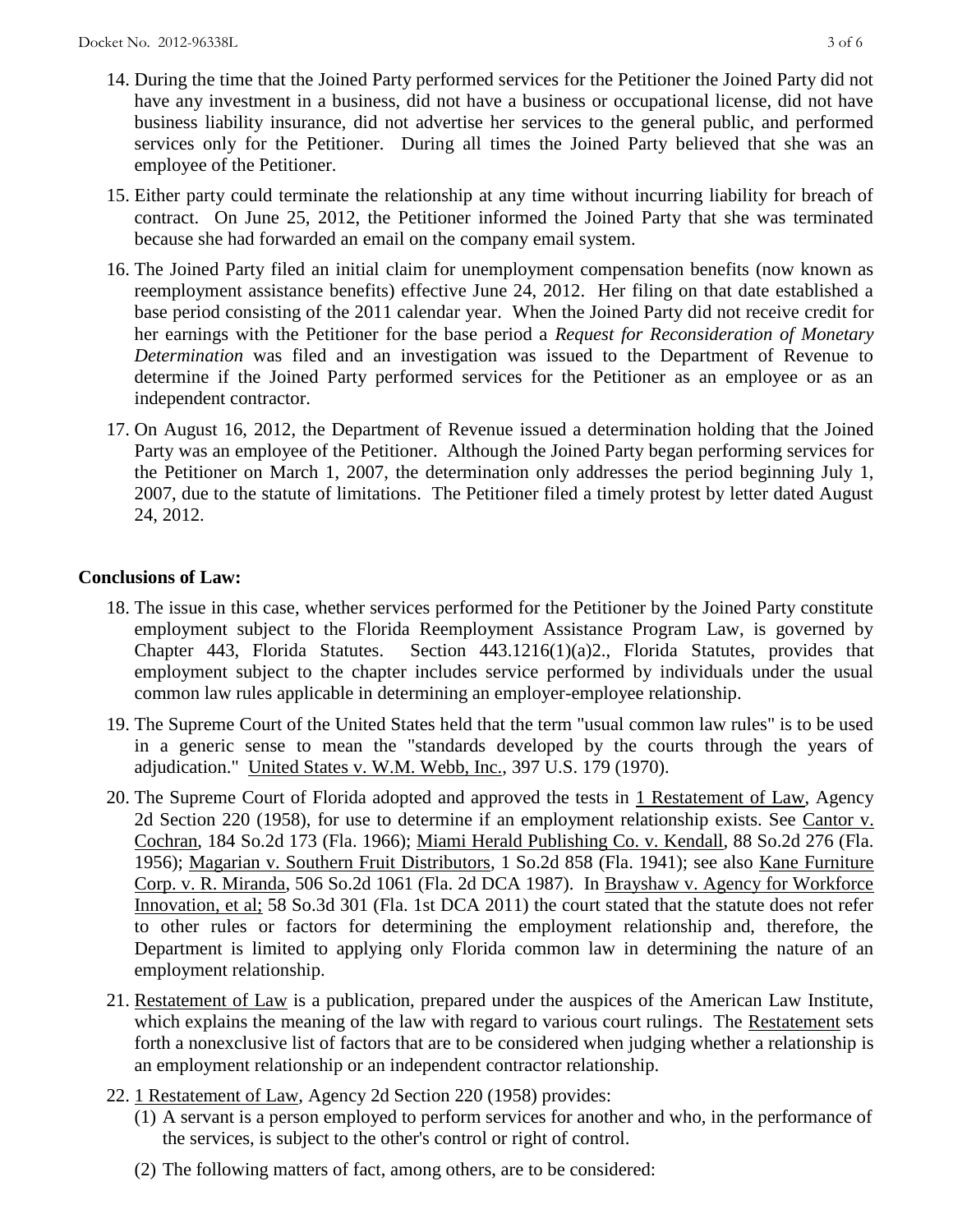14. During the time that the Joined Party performed services for the Petitioner the Joined Party did not have any investment in a business, did not have a business or occupational license, did not have business liability insurance, did not advertise her services to the general public, and performed services only for the Petitioner. During all times the Joined Party believed that she was an employee of the Petitioner.

15. Either party could terminate the relationship at any time without incurring liability for breach of contract. On June 25, 2012, the Petitioner informed the Joined Party that she was terminated because she had forwarded an email on the company email system.

16. The Joined Party filed an initial claim for unemployment compensation benefits (now known as reemployment assistance benefits) effective June 24, 2012. Her filing on that date established a base period consisting of the 2011 calendar year. When the Joined Party did not receive credit for her earnings with the Petitioner for the base period a *Request for Reconsideration of Monetary Determination* was filed and an investigation was issued to the Department of Revenue to determine if the Joined Party performed services for the Petitioner as an employee or as an independent contractor.

17. On August 16, 2012, the Department of Revenue issued a determination holding that the Joined Party was an employee of the Petitioner. Although the Joined Party began performing services for the Petitioner on March 1, 2007, the determination only addresses the period beginning July 1, 2007, due to the statute of limitations. The Petitioner filed a timely protest by letter dated August 24, 2012.

**Conclusions of Law:**

18. The issue in this case, whether services performed for the Petitioner by the Joined Party constitute employment subject to the Florida Reemployment Assistance Program Law, is governed by Chapter 443, Florida Statutes. Section 443.1216(1)(a)2., Florida Statutes, provides that employment subject to the chapter includes service performed by individuals under the usual common law rules applicable in determining an employer-employee relationship.

19. The Supreme Court of the United States held that the term "usual common law rules" is to be used in a generic sense to mean the "standards developed by the courts through the years of adjudication." United States v. W.M. Webb, Inc., 397 U.S. 179 (1970).

20. The Supreme Court of Florida adopted and approved the tests in 1 Restatement of Law, Agency 2d Section 220 (1958), for use to determine if an employment relationship exists. See Cantor v. Cochran, 184 So.2d 173 (Fla. 1966); Miami Herald Publishing Co. v. Kendall, 88 So.2d 276 (Fla. 1956); Magarian v. Southern Fruit Distributors, 1 So.2d 858 (Fla. 1941); see also Kane Furniture Corp. v. R. Miranda, 506 So.2d 1061 (Fla. 2d DCA 1987). In Brayshaw v. Agency for Workforce Innovation, et al; 58 So.3d 301 (Fla. 1st DCA 2011) the court stated that the statute does not refer to other rules or factors for determining the employment relationship and, therefore, the Department is limited to applying only Florida common law in determining the nature of an employment relationship.

21. Restatement of Law is a publication, prepared under the auspices of the American Law Institute, which explains the meaning of the law with regard to various court rulings. The Restatement sets forth a nonexclusive list of factors that are to be considered when judging whether a relationship is an employment relationship or an independent contractor relationship.

22. 1 Restatement of Law, Agency 2d Section 220 (1958) provides:
    (1) A servant is a person employed to perform services for another and who, in the performance of the services, is subject to the other's control or right of control.
    (2) The following matters of fact, among others, are to be considered: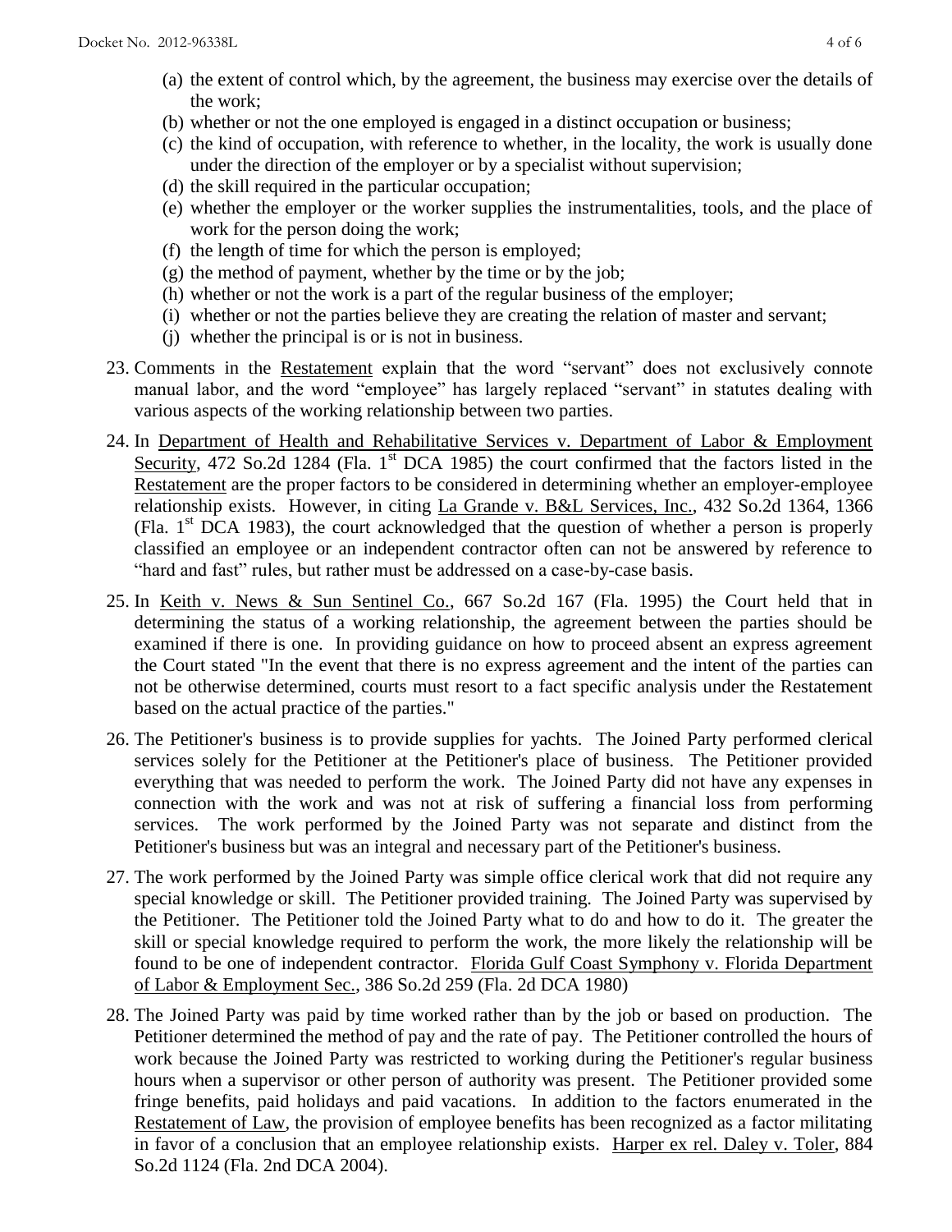(a) the extent of control which, by the agreement, the business may exercise over the details of the work;
(b) whether or not the one employed is engaged in a distinct occupation or business;
(c) the kind of occupation, with reference to whether, in the locality, the work is usually done under the direction of the employer or by a specialist without supervision;
(d) the skill required in the particular occupation;
(e) whether the employer or the worker supplies the instrumentalities, tools, and the place of work for the person doing the work;
(f) the length of time for which the person is employed;
(g) the method of payment, whether by the time or by the job;
(h) whether or not the work is a part of the regular business of the employer;
(i) whether or not the parties believe they are creating the relation of master and servant;
(j) whether the principal is or is not in business.

23. Comments in the Restatement explain that the word "servant" does not exclusively connote manual labor, and the word "employee" has largely replaced "servant" in statutes dealing with various aspects of the working relationship between two parties.

24. In Department of Health and Rehabilitative Services v. Department of Labor & Employment Security, 472 So.2d 1284 (Fla. 1st DCA 1985) the court confirmed that the factors listed in the Restatement are the proper factors to be considered in determining whether an employer-employee relationship exists. However, in citing La Grande v. B&L Services, Inc., 432 So.2d 1364, 1366 (Fla. 1st DCA 1983), the court acknowledged that the question of whether a person is properly classified an employee or an independent contractor often can not be answered by reference to "hard and fast" rules, but rather must be addressed on a case-by-case basis.

25. In Keith v. News & Sun Sentinel Co., 667 So.2d 167 (Fla. 1995) the Court held that in determining the status of a working relationship, the agreement between the parties should be examined if there is one. In providing guidance on how to proceed absent an express agreement the Court stated "In the event that there is no express agreement and the intent of the parties can not be otherwise determined, courts must resort to a fact specific analysis under the Restatement based on the actual practice of the parties."

26. The Petitioner's business is to provide supplies for yachts. The Joined Party performed clerical services solely for the Petitioner at the Petitioner's place of business. The Petitioner provided everything that was needed to perform the work. The Joined Party did not have any expenses in connection with the work and was not at risk of suffering a financial loss from performing services. The work performed by the Joined Party was not separate and distinct from the Petitioner's business but was an integral and necessary part of the Petitioner's business.

27. The work performed by the Joined Party was simple office clerical work that did not require any special knowledge or skill. The Petitioner provided training. The Joined Party was supervised by the Petitioner. The Petitioner told the Joined Party what to do and how to do it. The greater the skill or special knowledge required to perform the work, the more likely the relationship will be found to be one of independent contractor. Florida Gulf Coast Symphony v. Florida Department of Labor & Employment Sec., 386 So.2d 259 (Fla. 2d DCA 1980)

28. The Joined Party was paid by time worked rather than by the job or based on production. The Petitioner determined the method of pay and the rate of pay. The Petitioner controlled the hours of work because the Joined Party was restricted to working during the Petitioner's regular business hours when a supervisor or other person of authority was present. The Petitioner provided some fringe benefits, paid holidays and paid vacations. In addition to the factors enumerated in the Restatement of Law, the provision of employee benefits has been recognized as a factor militating in favor of a conclusion that an employee relationship exists. Harper ex rel. Daley v. Toler, 884 So.2d 1124 (Fla. 2nd DCA 2004).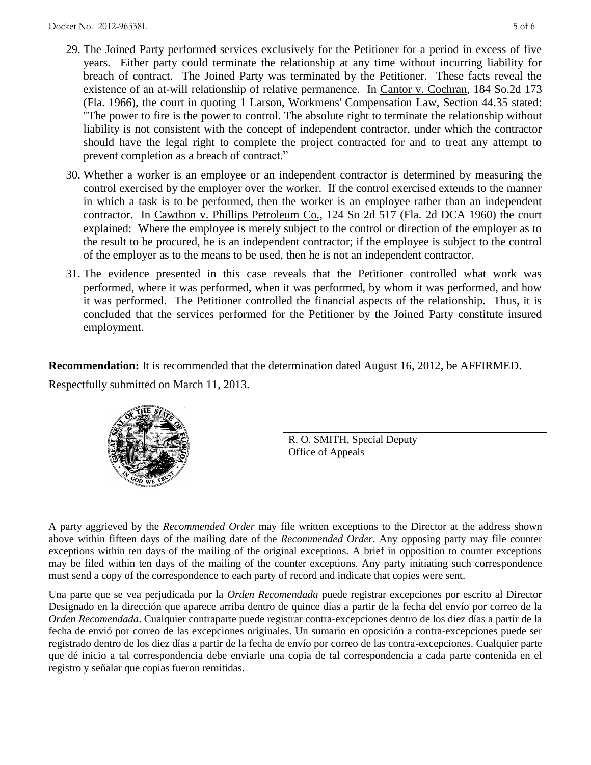29. The Joined Party performed services exclusively for the Petitioner for a period in excess of five years. Either party could terminate the relationship at any time without incurring liability for breach of contract. The Joined Party was terminated by the Petitioner. These facts reveal the existence of an at-will relationship of relative permanence. In Cantor v. Cochran, 184 So.2d 173 (Fla. 1966), the court in quoting 1 Larson, Workmens' Compensation Law, Section 44.35 stated: "The power to fire is the power to control. The absolute right to terminate the relationship without liability is not consistent with the concept of independent contractor, under which the contractor should have the legal right to complete the project contracted for and to treat any attempt to prevent completion as a breach of contract."

30. Whether a worker is an employee or an independent contractor is determined by measuring the control exercised by the employer over the worker. If the control exercised extends to the manner in which a task is to be performed, then the worker is an employee rather than an independent contractor. In Cawthon v. Phillips Petroleum Co., 124 So 2d 517 (Fla. 2d DCA 1960) the court explained: Where the employee is merely subject to the control or direction of the employer as to the result to be procured, he is an independent contractor; if the employee is subject to the control of the employer as to the means to be used, then he is not an independent contractor.

31. The evidence presented in this case reveals that the Petitioner controlled what work was performed, where it was performed, when it was performed, by whom it was performed, and how it was performed. The Petitioner controlled the financial aspects of the relationship. Thus, it is concluded that the services performed for the Petitioner by the Joined Party constitute insured employment.

**Recommendation:** It is recommended that the determination dated August 16, 2012, be AFFIRMED.

Respectfully submitted on March 11, 2013.

R. O. SMITH, Special Deputy
Office of Appeals

A party aggrieved by the *Recommended Order* may file written exceptions to the Director at the address shown above within fifteen days of the mailing date of the *Recommended Order*. Any opposing party may file counter exceptions within ten days of the mailing of the original exceptions. A brief in opposition to counter exceptions may be filed within ten days of the mailing of the counter exceptions. Any party initiating such correspondence must send a copy of the correspondence to each party of record and indicate that copies were sent.

Una parte que se vea perjudicada por la *Orden Recomendada* puede registrar excepciones por escrito al Director Designado en la dirección que aparece arriba dentro de quince días a partir de la fecha del envío por correo de la *Orden Recomendada*. Cualquier contraparte puede registrar contra-excepciones dentro de los diez días a partir de la fecha de envió por correo de las excepciones originales. Un sumario en oposición a contra-excepciones puede ser registrado dentro de los diez días a partir de la fecha de envío por correo de las contra-excepciones. Cualquier parte que dé inicio a tal correspondencia debe enviarle una copia de tal correspondencia a cada parte contenida en el registro y señalar que copias fueron remitidas.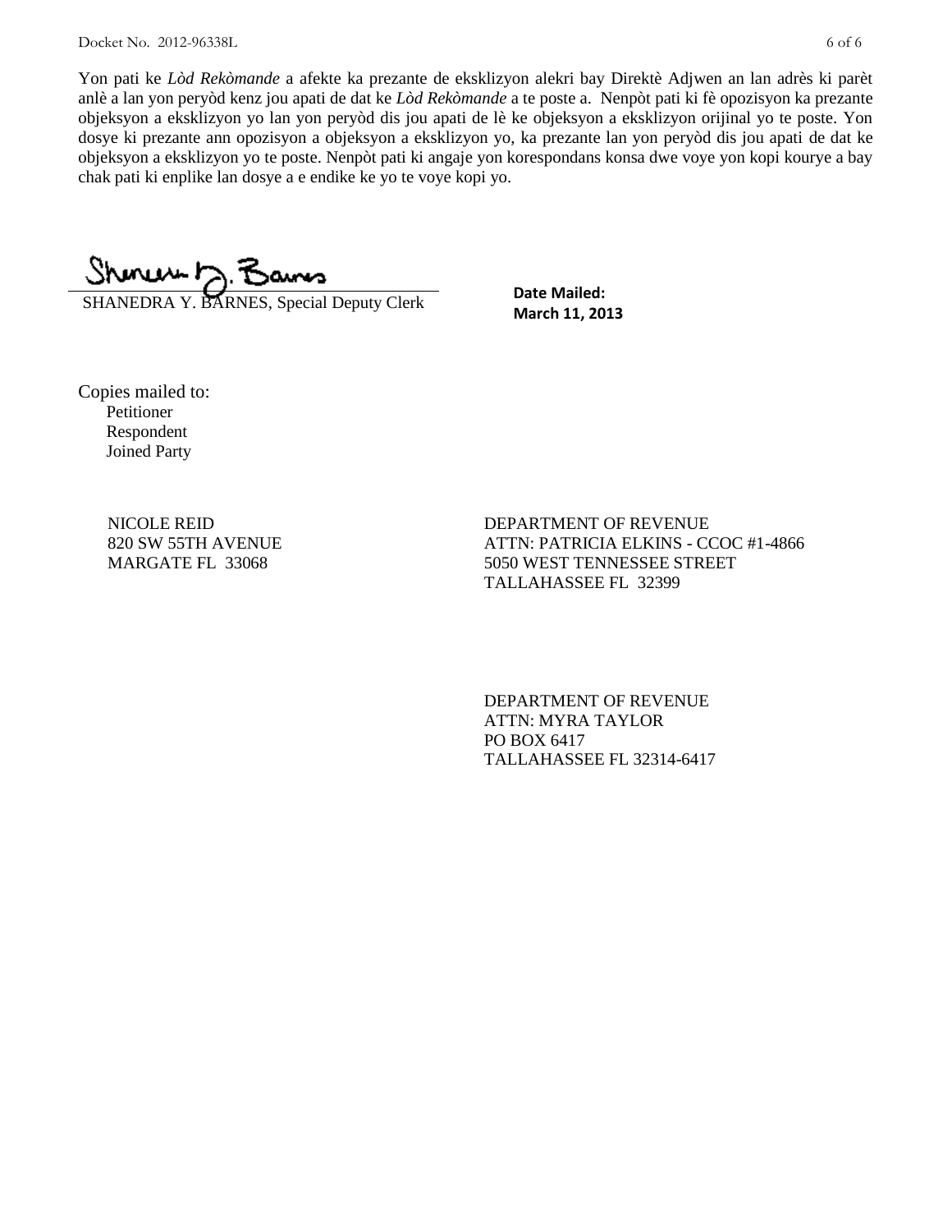Yon pati ke *Lòd Rekòmande* a afekte ka prezante de eksklizyon alekri bay Direktè Adjwen an lan adrès ki parèt anlè a lan yon peryòd kenz jou apati de dat ke *Lòd Rekòmande* a te poste a. Nenpòt pati ki fè opozisyon ka prezante objeksyon a eksklizyon yo lan yon peryòd dis jou apati de lè ke objeksyon a eksklizyon orijinal yo te poste. Yon dosye ki prezante ann opozisyon a objeksyon a eksklizyon yo, ka prezante lan yon peryòd dis jou apati de dat ke objeksyon a eksklizyon yo te poste. Nenpòt pati ki angaje yon korespondans konsa dwe voye yon kopi kourye a bay chak pati ki enplike lan dosye a e endike ke yo te voye kopi yo.

SHANEDRA Y. BARNES, Special Deputy Clerk

**Date Mailed:**
**March 11, 2013**

Copies mailed to:
Petitioner
Respondent
Joined Party

NICOLE REID
820 SW 55TH AVENUE
MARGATE FL 33068

DEPARTMENT OF REVENUE
ATTN: PATRICIA ELKINS - CCOC #1-4866
5050 WEST TENNESSEE STREET
TALLAHASSEE FL 32399

DEPARTMENT OF REVENUE
ATTN: MYRA TAYLOR
PO BOX 6417
TALLAHASSEE FL 32314-6417